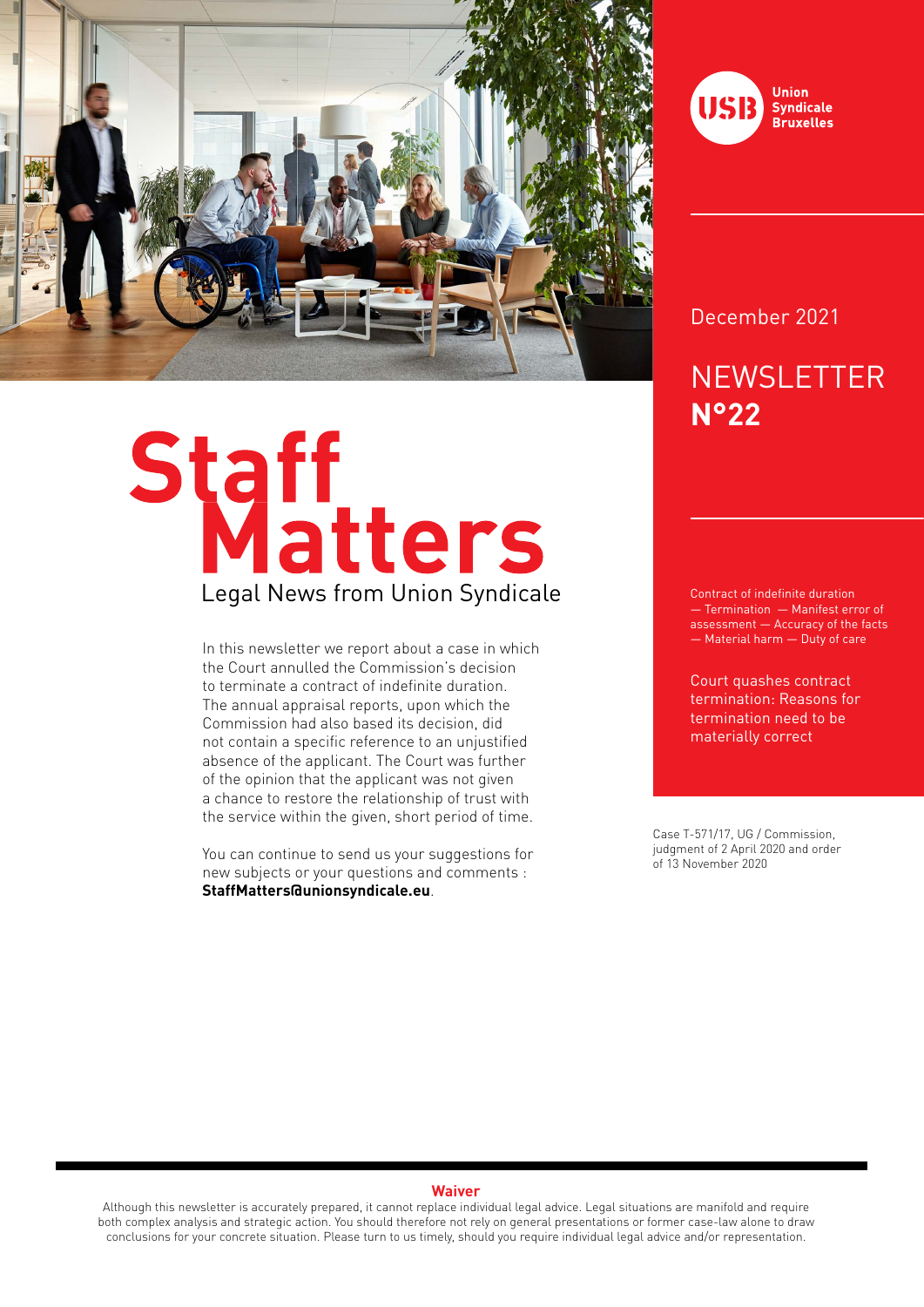Union Syndicale Bruxelles

December 2021

# NEWSLETTER N°22

# Staff Matters

Legal News from Union Syndicale

In this newsletter we report about a case in which the Court annulled the Commission's decision to terminate a contract of indefinite duration. The annual appraisal reports, upon which the Commission had also based its decision, did not contain a specific reference to an unjustified absence of the applicant. The Court was further of the opinion that the applicant was not given a chance to restore the relationship of trust with the service within the given, short period of time.

You can continue to send us your suggestions for new subjects or your questions and comments : **StaffMatters@unionsyndicale.eu**.

Contract of indefinite duration — Termination — Manifest error of assessment — Accuracy of the facts — Material harm — Duty of care

## Court quashes contract termination: Reasons for termination need to be materially correct

Case T-571/17, UG / Commission, judgment of 2 April 2020 and order of 13 November 2020

**Waiver**

Although this newsletter is accurately prepared, it cannot replace individual legal advice. Legal situations are manifold and require both complex analysis and strategic action. You should therefore not rely on general presentations or former case-law alone to draw conclusions for your concrete situation. Please turn to us timely, should you require individual legal advice and/or representation.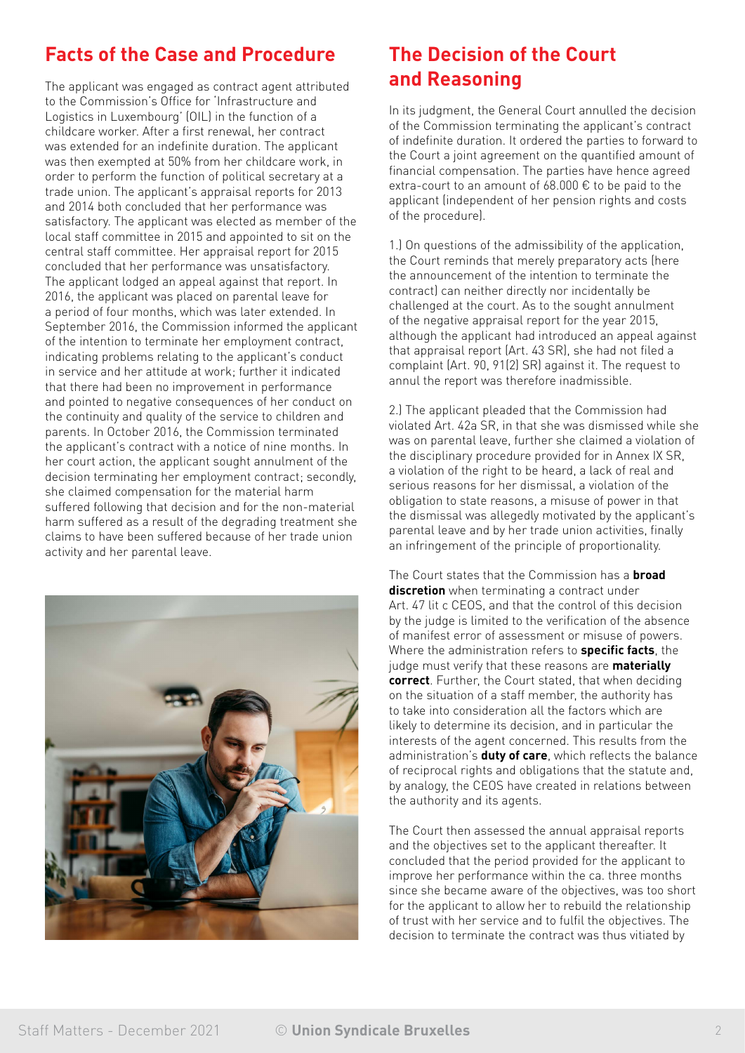## Facts of the Case and Procedure

The applicant was engaged as contract agent attributed to the Commission's Office for 'Infrastructure and Logistics in Luxembourg' (OIL) in the function of a childcare worker. After a first renewal, her contract was extended for an indefinite duration. The applicant was then exempted at 50% from her childcare work, in order to perform the function of political secretary at a trade union. The applicant's appraisal reports for 2013 and 2014 both concluded that her performance was satisfactory. The applicant was elected as member of the local staff committee in 2015 and appointed to sit on the central staff committee. Her appraisal report for 2015 concluded that her performance was unsatisfactory. The applicant lodged an appeal against that report. In 2016, the applicant was placed on parental leave for a period of four months, which was later extended. In September 2016, the Commission informed the applicant of the intention to terminate her employment contract, indicating problems relating to the applicant's conduct in service and her attitude at work; further it indicated that there had been no improvement in performance and pointed to negative consequences of her conduct on the continuity and quality of the service to children and parents. In October 2016, the Commission terminated the applicant's contract with a notice of nine months. In her court action, the applicant sought annulment of the decision terminating her employment contract; secondly, she claimed compensation for the material harm suffered following that decision and for the non-material harm suffered as a result of the degrading treatment she claims to have been suffered because of her trade union activity and her parental leave.

## The Decision of the Court and Reasoning

In its judgment, the General Court annulled the decision of the Commission terminating the applicant's contract of indefinite duration. It ordered the parties to forward to the Court a joint agreement on the quantified amount of financial compensation. The parties have hence agreed extra-court to an amount of 68.000 € to be paid to the applicant (independent of her pension rights and costs of the procedure).

1.) On questions of the admissibility of the application, the Court reminds that merely preparatory acts (here the announcement of the intention to terminate the contract) can neither directly nor incidentally be challenged at the court. As to the sought annulment of the negative appraisal report for the year 2015, although the applicant had introduced an appeal against that appraisal report (Art. 43 SR), she had not filed a complaint (Art. 90, 91(2) SR) against it. The request to annul the report was therefore inadmissible.

2.) The applicant pleaded that the Commission had violated Art. 42a SR, in that she was dismissed while she was on parental leave, further she claimed a violation of the disciplinary procedure provided for in Annex IX SR, a violation of the right to be heard, a lack of real and serious reasons for her dismissal, a violation of the obligation to state reasons, a misuse of power in that the dismissal was allegedly motivated by the applicant's parental leave and by her trade union activities, finally an infringement of the principle of proportionality.

The Court states that the Commission has a **broad discretion** when terminating a contract under Art. 47 lit c CEOS, and that the control of this decision by the judge is limited to the verification of the absence of manifest error of assessment or misuse of powers. Where the administration refers to **specific facts**, the judge must verify that these reasons are **materially correct**. Further, the Court stated, that when deciding on the situation of a staff member, the authority has to take into consideration all the factors which are likely to determine its decision, and in particular the interests of the agent concerned. This results from the administration's **duty of care**, which reflects the balance of reciprocal rights and obligations that the statute and, by analogy, the CEOS have created in relations between the authority and its agents.

The Court then assessed the annual appraisal reports and the objectives set to the applicant thereafter. It concluded that the period provided for the applicant to improve her performance within the ca. three months since she became aware of the objectives, was too short for the applicant to allow her to rebuild the relationship of trust with her service and to fulfil the objectives. The decision to terminate the contract was thus vitiated by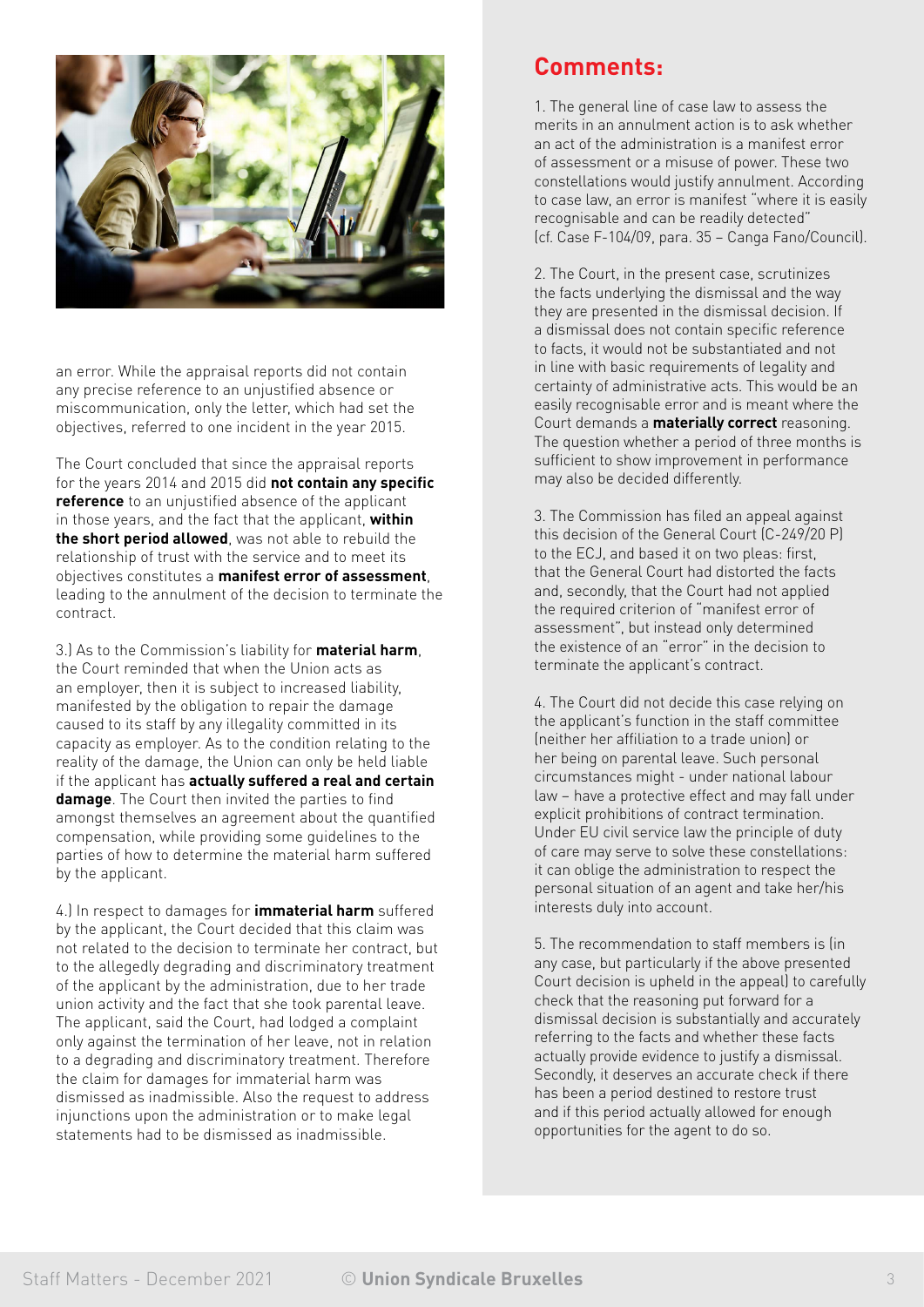an error. While the appraisal reports did not contain any precise reference to an unjustified absence or miscommunication, only the letter, which had set the objectives, referred to one incident in the year 2015.

The Court concluded that since the appraisal reports for the years 2014 and 2015 did **not contain any specific reference** to an unjustified absence of the applicant in those years, and the fact that the applicant, **within the short period allowed**, was not able to rebuild the relationship of trust with the service and to meet its objectives constitutes a **manifest error of assessment**, leading to the annulment of the decision to terminate the contract.

3.) As to the Commission's liability for **material harm**, the Court reminded that when the Union acts as an employer, then it is subject to increased liability, manifested by the obligation to repair the damage caused to its staff by any illegality committed in its capacity as employer. As to the condition relating to the reality of the damage, the Union can only be held liable if the applicant has **actually suffered a real and certain damage**. The Court then invited the parties to find amongst themselves an agreement about the quantified compensation, while providing some guidelines to the parties of how to determine the material harm suffered by the applicant.

4.) In respect to damages for **immaterial harm** suffered by the applicant, the Court decided that this claim was not related to the decision to terminate her contract, but to the allegedly degrading and discriminatory treatment of the applicant by the administration, due to her trade union activity and the fact that she took parental leave. The applicant, said the Court, had lodged a complaint only against the termination of her leave, not in relation to a degrading and discriminatory treatment. Therefore the claim for damages for immaterial harm was dismissed as inadmissible. Also the request to address injunctions upon the administration or to make legal statements had to be dismissed as inadmissible.

## Comments:

1. The general line of case law to assess the merits in an annulment action is to ask whether an act of the administration is a manifest error of assessment or a misuse of power. These two constellations would justify annulment. According to case law, an error is manifest "where it is easily recognisable and can be readily detected" (cf. Case F-104/09, para. 35 – Canga Fano/Council).

2. The Court, in the present case, scrutinizes the facts underlying the dismissal and the way they are presented in the dismissal decision. If a dismissal does not contain specific reference to facts, it would not be substantiated and not in line with basic requirements of legality and certainty of administrative acts. This would be an easily recognisable error and is meant where the Court demands a **materially correct** reasoning. The question whether a period of three months is sufficient to show improvement in performance may also be decided differently.

3. The Commission has filed an appeal against this decision of the General Court (C-249/20 P) to the ECJ, and based it on two pleas: first, that the General Court had distorted the facts and, secondly, that the Court had not applied the required criterion of "manifest error of assessment", but instead only determined the existence of an "error" in the decision to terminate the applicant's contract.

4. The Court did not decide this case relying on the applicant's function in the staff committee (neither her affiliation to a trade union) or her being on parental leave. Such personal circumstances might - under national labour law – have a protective effect and may fall under explicit prohibitions of contract termination. Under EU civil service law the principle of duty of care may serve to solve these constellations: it can oblige the administration to respect the personal situation of an agent and take her/his interests duly into account.

5. The recommendation to staff members is (in any case, but particularly if the above presented Court decision is upheld in the appeal) to carefully check that the reasoning put forward for a dismissal decision is substantially and accurately referring to the facts and whether these facts actually provide evidence to justify a dismissal. Secondly, it deserves an accurate check if there has been a period destined to restore trust and if this period actually allowed for enough opportunities for the agent to do so.